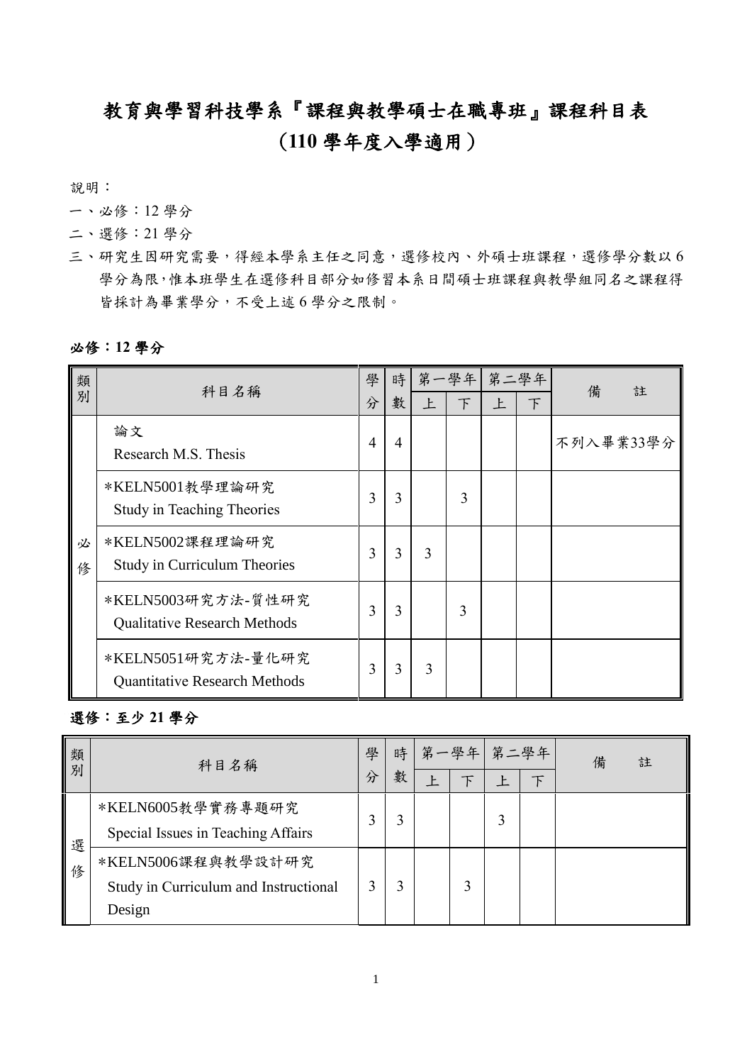# 教育與學習科技學系『課程與教學碩士在職專班』課程科目表

## (110 學年度入學適用)

說明：

一、必修：12 學分

二、選修：21 學分

三、研究生因研究需要，得經本學系主任之同意，選修校內、外碩士班課程，選修學分數以 6 學分為限，惟本班學生在選修科目部分如修習本系日間碩士班課程與教學組同名之課程得皆採計為畢業學分，不受上述 6 學分之限制。

**必修：12 學分**

| 類別 | 科目名稱 | 學分 | 時數 | 第一學年 | | 第二學年 | | 備　註 |
|---|---|---|---|---|---|---|---|---|
| | | | | 上 | 下 | 上 | 下 | |
| 必修 | 論文<br>Research M.S. Thesis | 4 | 4 | | | | | 不列入畢業33學分 |
| | *KELN5001教學理論研究<br>Study in Teaching Theories | 3 | 3 | | 3 | | | |
| | *KELN5002課程理論研究<br>Study in Curriculum Theories | 3 | 3 | 3 | | | | |
| | *KELN5003研究方法-質性研究<br>Qualitative Research Methods | 3 | 3 | | 3 | | | |
| | *KELN5051研究方法-量化研究<br>Quantitative Research Methods | 3 | 3 | 3 | | | | |

**選修：至少 21 學分**

| 類別 | 科目名稱 | 學分 | 時數 | 第一學年 | | 第二學年 | | 備　註 |
|---|---|---|---|---|---|---|---|---|
| | | | | 上 | 下 | 上 | 下 | |
| 選修 | *KELN6005教學實務專題研究<br>Special Issues in Teaching Affairs | 3 | 3 | | | 3 | | |
| | *KELN5006課程與教學設計研究<br>Study in Curriculum and Instructional Design | 3 | 3 | | 3 | | | |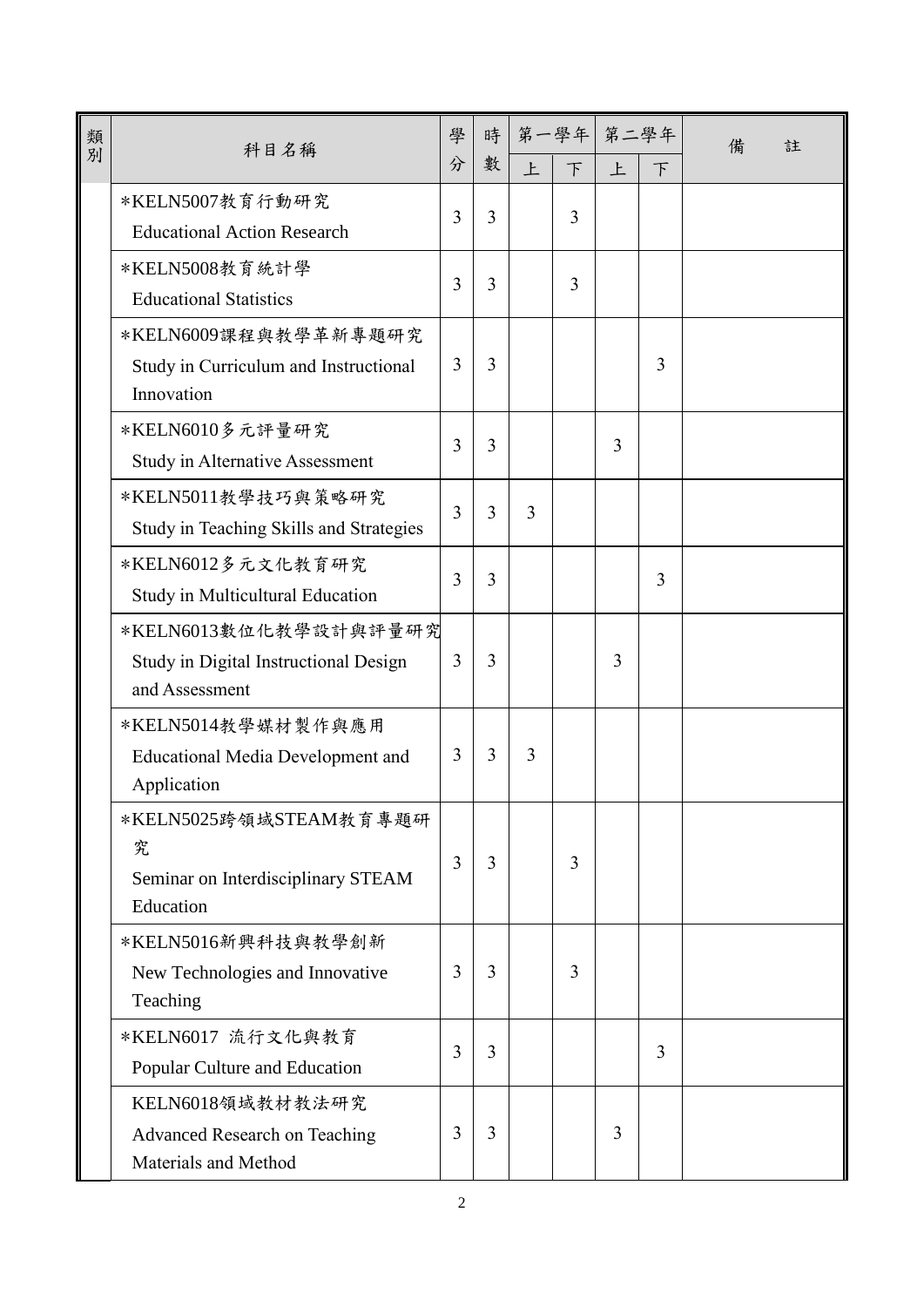| 類別 | 科目名稱 | 學分 | 時數 | 第一學年 | | 第二學年 | | 備　　註 |
|---|---|---|---|---|---|---|---|---|
| | | | | 上 | 下 | 上 | 下 | |
| | *KELN5007教育行動研究 Educational Action Research | 3 | 3 | | 3 | | | |
| | *KELN5008教育統計學 Educational Statistics | 3 | 3 | | 3 | | | |
| | *KELN6009課程與教學革新專題研究 Study in Curriculum and Instructional Innovation | 3 | 3 | | | | 3 | |
| | *KELN6010多元評量研究 Study in Alternative Assessment | 3 | 3 | | | 3 | | |
| | *KELN5011教學技巧與策略研究 Study in Teaching Skills and Strategies | 3 | 3 | 3 | | | | |
| | *KELN6012多元文化教育研究 Study in Multicultural Education | 3 | 3 | | | | 3 | |
| | *KELN6013數位化教學設計與評量研究 Study in Digital Instructional Design and Assessment | 3 | 3 | | | 3 | | |
| | *KELN5014教學媒材製作與應用 Educational Media Development and Application | 3 | 3 | 3 | | | | |
| | *KELN5025跨領域STEAM教育專題研究 Seminar on Interdisciplinary STEAM Education | 3 | 3 | | 3 | | | |
| | *KELN5016新興科技與教學創新 New Technologies and Innovative Teaching | 3 | 3 | | 3 | | | |
| | *KELN6017 流行文化與教育 Popular Culture and Education | 3 | 3 | | | | 3 | |
| | KELN6018領域教材教法研究 Advanced Research on Teaching Materials and Method | 3 | 3 | | | 3 | | |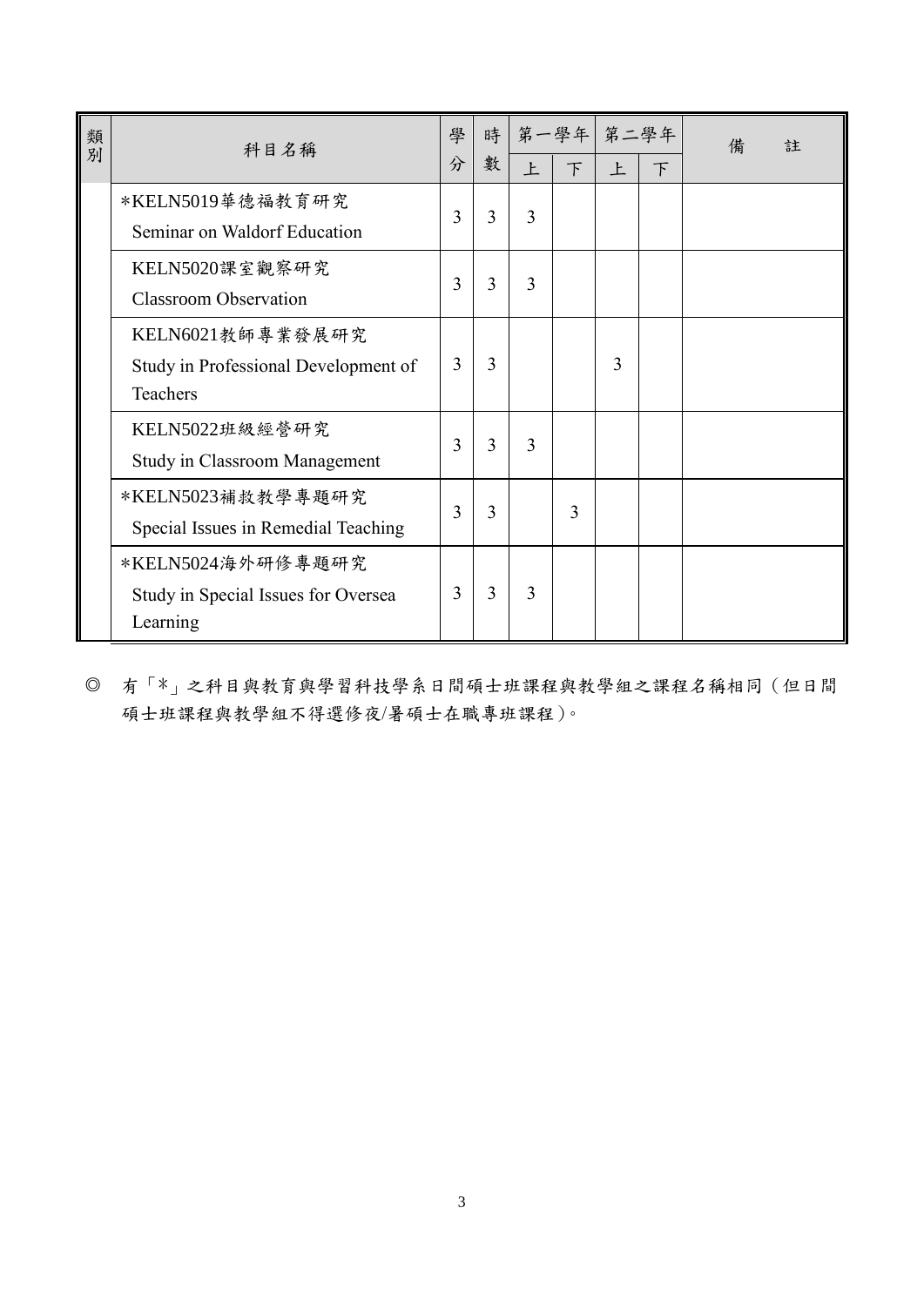| 類別 | 科目名稱 | 學分 | 時數 | 第一學年 | | 第二學年 | | 備　　註 |
|---|---|---|---|---|---|---|---|---|
| | | | | 上 | 下 | 上 | 下 | |
| | *KELN5019華德福教育研究<br>Seminar on Waldorf Education | 3 | 3 | 3 | | | | |
| | KELN5020課室觀察研究<br>Classroom Observation | 3 | 3 | 3 | | | | |
| | KELN6021教師專業發展研究<br>Study in Professional Development of Teachers | 3 | 3 | | | 3 | | |
| | KELN5022班級經營研究<br>Study in Classroom Management | 3 | 3 | 3 | | | | |
| | *KELN5023補救教學專題研究<br>Special Issues in Remedial Teaching | 3 | 3 | | 3 | | | |
| | *KELN5024海外研修專題研究<br>Study in Special Issues for Oversea Learning | 3 | 3 | 3 | | | | |

◎ 有「*」之科目與教育與學習科技學系日間碩士班課程與教學組之課程名稱相同（但日間碩士班課程與教學組不得選修夜/暑碩士在職專班課程）。